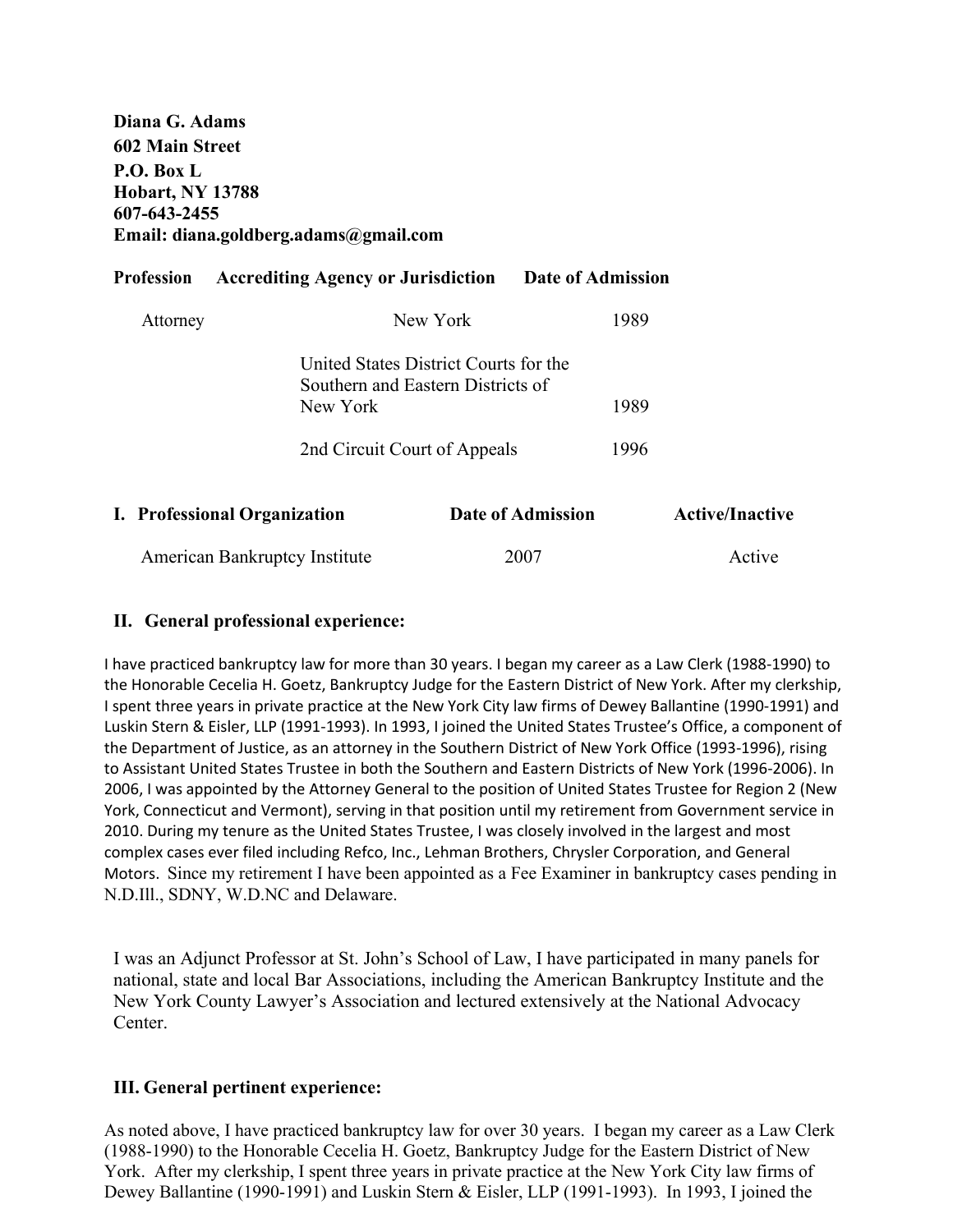**Diana G. Adams**
**602 Main Street**
**P.O. Box L**
**Hobart, NY 13788**
**607-643-2455**
**Email: diana.goldberg.adams@gmail.com**

| **Profession** | **Accrediting Agency or Jurisdiction** | **Date of Admission** |
|---|---|---|
| Attorney | New York | 1989 |
| | United States District Courts for the Southern and Eastern Districts of New York | 1989 |
| | 2nd Circuit Court of Appeals | 1996 |

| **I. Professional Organization** | **Date of Admission** | **Active/Inactive** |
|---|---|---|
| American Bankruptcy Institute | 2007 | Active |

## II. General professional experience:

I have practiced bankruptcy law for more than 30 years. I began my career as a Law Clerk (1988-1990) to the Honorable Cecelia H. Goetz, Bankruptcy Judge for the Eastern District of New York. After my clerkship, I spent three years in private practice at the New York City law firms of Dewey Ballantine (1990-1991) and Luskin Stern & Eisler, LLP (1991-1993). In 1993, I joined the United States Trustee's Office, a component of the Department of Justice, as an attorney in the Southern District of New York Office (1993-1996), rising to Assistant United States Trustee in both the Southern and Eastern Districts of New York (1996-2006). In 2006, I was appointed by the Attorney General to the position of United States Trustee for Region 2 (New York, Connecticut and Vermont), serving in that position until my retirement from Government service in 2010. During my tenure as the United States Trustee, I was closely involved in the largest and most complex cases ever filed including Refco, Inc., Lehman Brothers, Chrysler Corporation, and General Motors. Since my retirement I have been appointed as a Fee Examiner in bankruptcy cases pending in N.D.Ill., SDNY, W.D.NC and Delaware.

I was an Adjunct Professor at St. John's School of Law, I have participated in many panels for national, state and local Bar Associations, including the American Bankruptcy Institute and the New York County Lawyer's Association and lectured extensively at the National Advocacy Center.

## III. General pertinent experience:

As noted above, I have practiced bankruptcy law for over 30 years. I began my career as a Law Clerk (1988-1990) to the Honorable Cecelia H. Goetz, Bankruptcy Judge for the Eastern District of New York. After my clerkship, I spent three years in private practice at the New York City law firms of Dewey Ballantine (1990-1991) and Luskin Stern & Eisler, LLP (1991-1993). In 1993, I joined the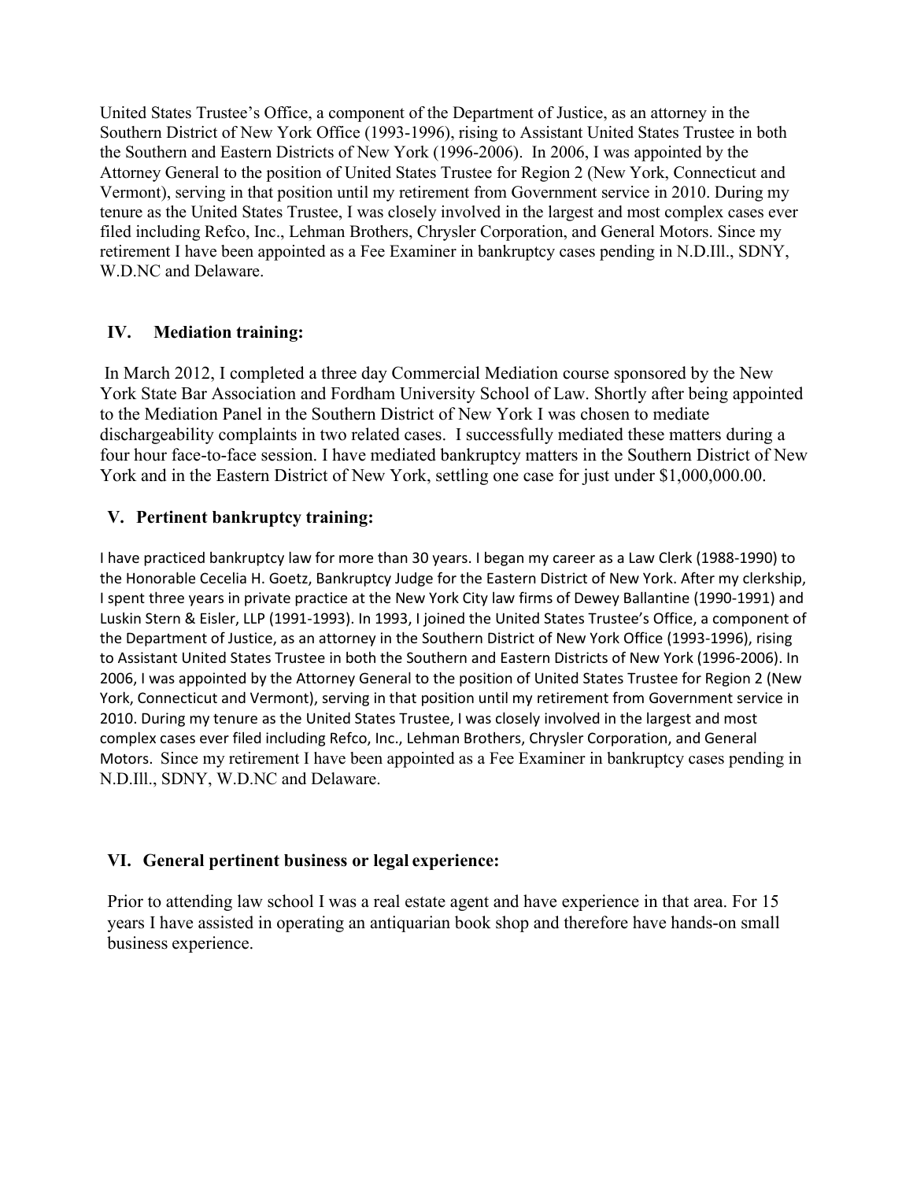United States Trustee's Office, a component of the Department of Justice, as an attorney in the Southern District of New York Office (1993-1996), rising to Assistant United States Trustee in both the Southern and Eastern Districts of New York (1996-2006). In 2006, I was appointed by the Attorney General to the position of United States Trustee for Region 2 (New York, Connecticut and Vermont), serving in that position until my retirement from Government service in 2010. During my tenure as the United States Trustee, I was closely involved in the largest and most complex cases ever filed including Refco, Inc., Lehman Brothers, Chrysler Corporation, and General Motors. Since my retirement I have been appointed as a Fee Examiner in bankruptcy cases pending in N.D.Ill., SDNY, W.D.NC and Delaware.

## IV. Mediation training:

In March 2012, I completed a three day Commercial Mediation course sponsored by the New York State Bar Association and Fordham University School of Law. Shortly after being appointed to the Mediation Panel in the Southern District of New York I was chosen to mediate dischargeability complaints in two related cases. I successfully mediated these matters during a four hour face-to-face session. I have mediated bankruptcy matters in the Southern District of New York and in the Eastern District of New York, settling one case for just under $1,000,000.00.

## V. Pertinent bankruptcy training:

I have practiced bankruptcy law for more than 30 years. I began my career as a Law Clerk (1988-1990) to the Honorable Cecelia H. Goetz, Bankruptcy Judge for the Eastern District of New York. After my clerkship, I spent three years in private practice at the New York City law firms of Dewey Ballantine (1990-1991) and Luskin Stern & Eisler, LLP (1991-1993). In 1993, I joined the United States Trustee's Office, a component of the Department of Justice, as an attorney in the Southern District of New York Office (1993-1996), rising to Assistant United States Trustee in both the Southern and Eastern Districts of New York (1996-2006). In 2006, I was appointed by the Attorney General to the position of United States Trustee for Region 2 (New York, Connecticut and Vermont), serving in that position until my retirement from Government service in 2010. During my tenure as the United States Trustee, I was closely involved in the largest and most complex cases ever filed including Refco, Inc., Lehman Brothers, Chrysler Corporation, and General Motors. Since my retirement I have been appointed as a Fee Examiner in bankruptcy cases pending in N.D.Ill., SDNY, W.D.NC and Delaware.

## VI. General pertinent business or legal experience:

Prior to attending law school I was a real estate agent and have experience in that area. For 15 years I have assisted in operating an antiquarian book shop and therefore have hands-on small business experience.